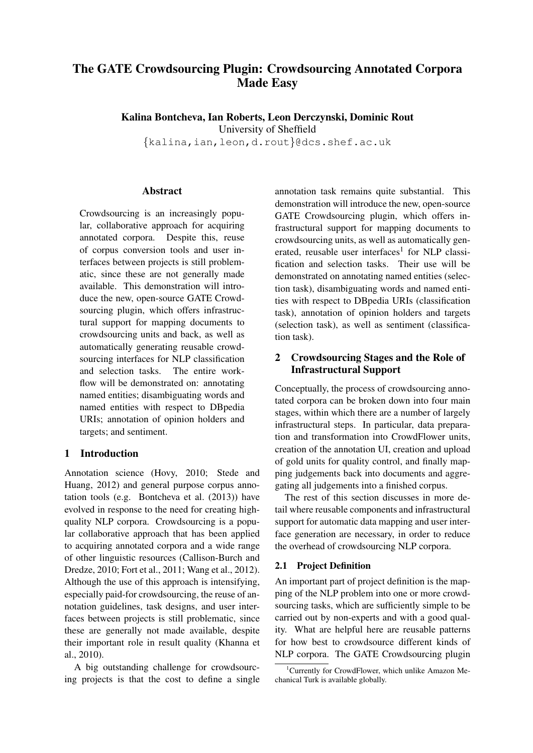# The GATE Crowdsourcing Plugin: Crowdsourcing Annotated Corpora Made Easy

**Kalina Bontcheva, Ian Roberts, Leon Derczynski, Dominic Rout**
University of Sheffield
{kalina,ian,leon,d.rout}@dcs.shef.ac.uk

## Abstract

Crowdsourcing is an increasingly popular, collaborative approach for acquiring annotated corpora. Despite this, reuse of corpus conversion tools and user interfaces between projects is still problematic, since these are not generally made available. This demonstration will introduce the new, open-source GATE Crowdsourcing plugin, which offers infrastructural support for mapping documents to crowdsourcing units and back, as well as automatically generating reusable crowdsourcing interfaces for NLP classification and selection tasks. The entire workflow will be demonstrated on: annotating named entities; disambiguating words and named entities with respect to DBpedia URIs; annotation of opinion holders and targets; and sentiment.

## 1 Introduction

Annotation science (Hovy, 2010; Stede and Huang, 2012) and general purpose corpus annotation tools (e.g. Bontcheva et al. (2013)) have evolved in response to the need for creating high-quality NLP corpora. Crowdsourcing is a popular collaborative approach that has been applied to acquiring annotated corpora and a wide range of other linguistic resources (Callison-Burch and Dredze, 2010; Fort et al., 2011; Wang et al., 2012). Although the use of this approach is intensifying, especially paid-for crowdsourcing, the reuse of annotation guidelines, task designs, and user interfaces between projects is still problematic, since these are generally not made available, despite their important role in result quality (Khanna et al., 2010).

A big outstanding challenge for crowdsourcing projects is that the cost to define a single annotation task remains quite substantial. This demonstration will introduce the new, open-source GATE Crowdsourcing plugin, which offers infrastructural support for mapping documents to crowdsourcing units, as well as automatically generated, reusable user interfaces[1] for NLP classification and selection tasks. Their use will be demonstrated on annotating named entities (selection task), disambiguating words and named entities with respect to DBpedia URIs (classification task), annotation of opinion holders and targets (selection task), as well as sentiment (classification task).

## 2 Crowdsourcing Stages and the Role of Infrastructural Support

Conceptually, the process of crowdsourcing annotated corpora can be broken down into four main stages, within which there are a number of largely infrastructural steps. In particular, data preparation and transformation into CrowdFlower units, creation of the annotation UI, creation and upload of gold units for quality control, and finally mapping judgements back into documents and aggregating all judgements into a finished corpus.

The rest of this section discusses in more detail where reusable components and infrastructural support for automatic data mapping and user interface generation are necessary, in order to reduce the overhead of crowdsourcing NLP corpora.

### 2.1 Project Definition

An important part of project definition is the mapping of the NLP problem into one or more crowdsourcing tasks, which are sufficiently simple to be carried out by non-experts and with a good quality. What are helpful here are reusable patterns for how best to crowdsource different kinds of NLP corpora. The GATE Crowdsourcing plugin

[1] Currently for CrowdFlower, which unlike Amazon Mechanical Turk is available globally.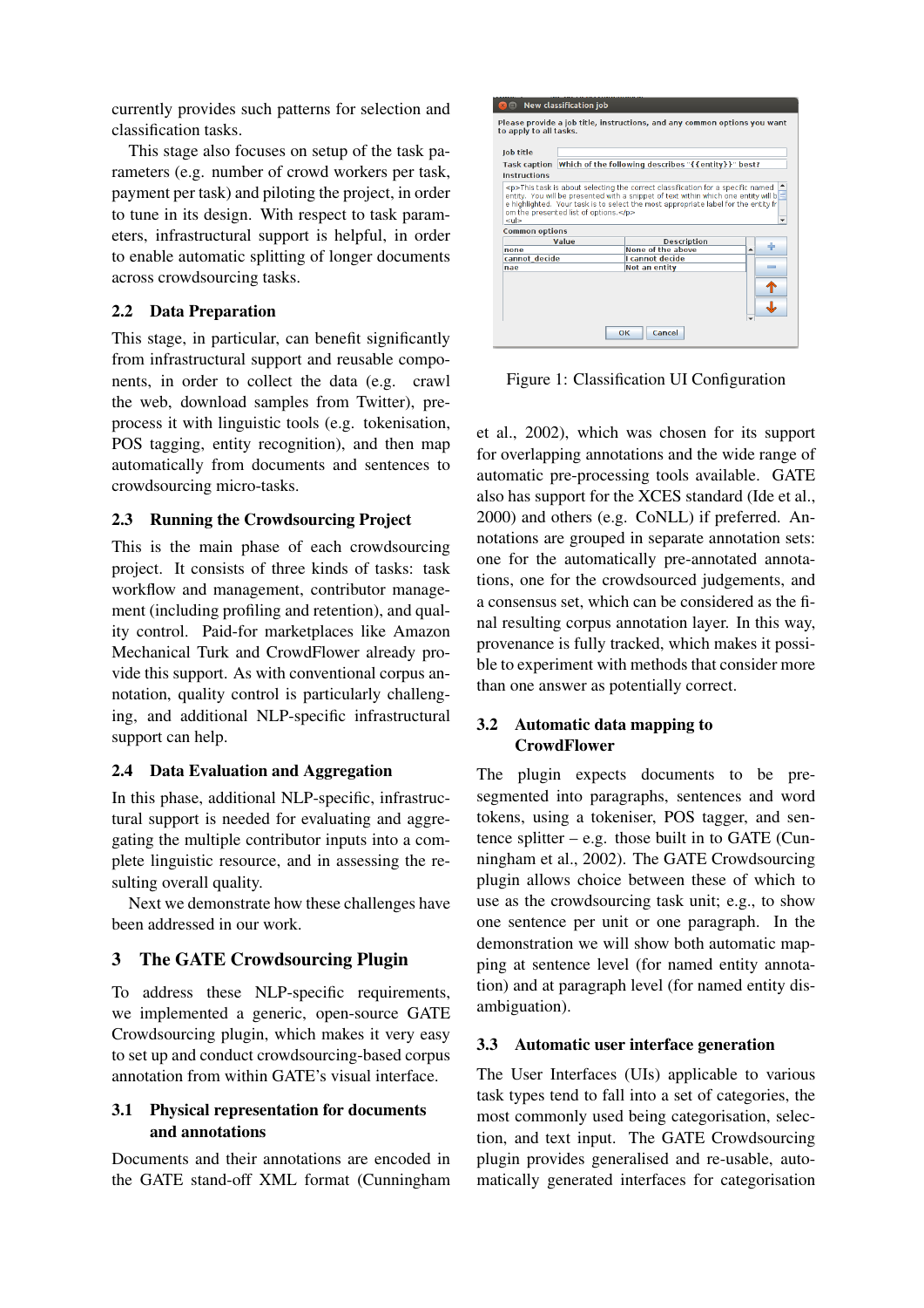currently provides such patterns for selection and classification tasks.

This stage also focuses on setup of the task parameters (e.g. number of crowd workers per task, payment per task) and piloting the project, in order to tune in its design. With respect to task parameters, infrastructural support is helpful, in order to enable automatic splitting of longer documents across crowdsourcing tasks.

### 2.2 Data Preparation

This stage, in particular, can benefit significantly from infrastructural support and reusable components, in order to collect the data (e.g. crawl the web, download samples from Twitter), preprocess it with linguistic tools (e.g. tokenisation, POS tagging, entity recognition), and then map automatically from documents and sentences to crowdsourcing micro-tasks.

### 2.3 Running the Crowdsourcing Project

This is the main phase of each crowdsourcing project. It consists of three kinds of tasks: task workflow and management, contributor management (including profiling and retention), and quality control. Paid-for marketplaces like Amazon Mechanical Turk and CrowdFlower already provide this support. As with conventional corpus annotation, quality control is particularly challenging, and additional NLP-specific infrastructural support can help.

### 2.4 Data Evaluation and Aggregation

In this phase, additional NLP-specific, infrastructural support is needed for evaluating and aggregating the multiple contributor inputs into a complete linguistic resource, and in assessing the resulting overall quality.

Next we demonstrate how these challenges have been addressed in our work.

## 3 The GATE Crowdsourcing Plugin

To address these NLP-specific requirements, we implemented a generic, open-source GATE Crowdsourcing plugin, which makes it very easy to set up and conduct crowdsourcing-based corpus annotation from within GATE's visual interface.

### 3.1 Physical representation for documents and annotations

Documents and their annotations are encoded in the GATE stand-off XML format (Cunningham et al., 2002), which was chosen for its support for overlapping annotations and the wide range of automatic pre-processing tools available. GATE also has support for the XCES standard (Ide et al., 2000) and others (e.g. CoNLL) if preferred. Annotations are grouped in separate annotation sets: one for the automatically pre-annotated annotations, one for the crowdsourced judgements, and a consensus set, which can be considered as the final resulting corpus annotation layer. In this way, provenance is fully tracked, which makes it possible to experiment with methods that consider more than one answer as potentially correct.

Figure 1: Classification UI Configuration

### 3.2 Automatic data mapping to CrowdFlower

The plugin expects documents to be pre-segmented into paragraphs, sentences and word tokens, using a tokeniser, POS tagger, and sentence splitter – e.g. those built in to GATE (Cunningham et al., 2002). The GATE Crowdsourcing plugin allows choice between these of which to use as the crowdsourcing task unit; e.g., to show one sentence per unit or one paragraph. In the demonstration we will show both automatic mapping at sentence level (for named entity annotation) and at paragraph level (for named entity disambiguation).

### 3.3 Automatic user interface generation

The User Interfaces (UIs) applicable to various task types tend to fall into a set of categories, the most commonly used being categorisation, selection, and text input. The GATE Crowdsourcing plugin provides generalised and re-usable, automatically generated interfaces for categorisation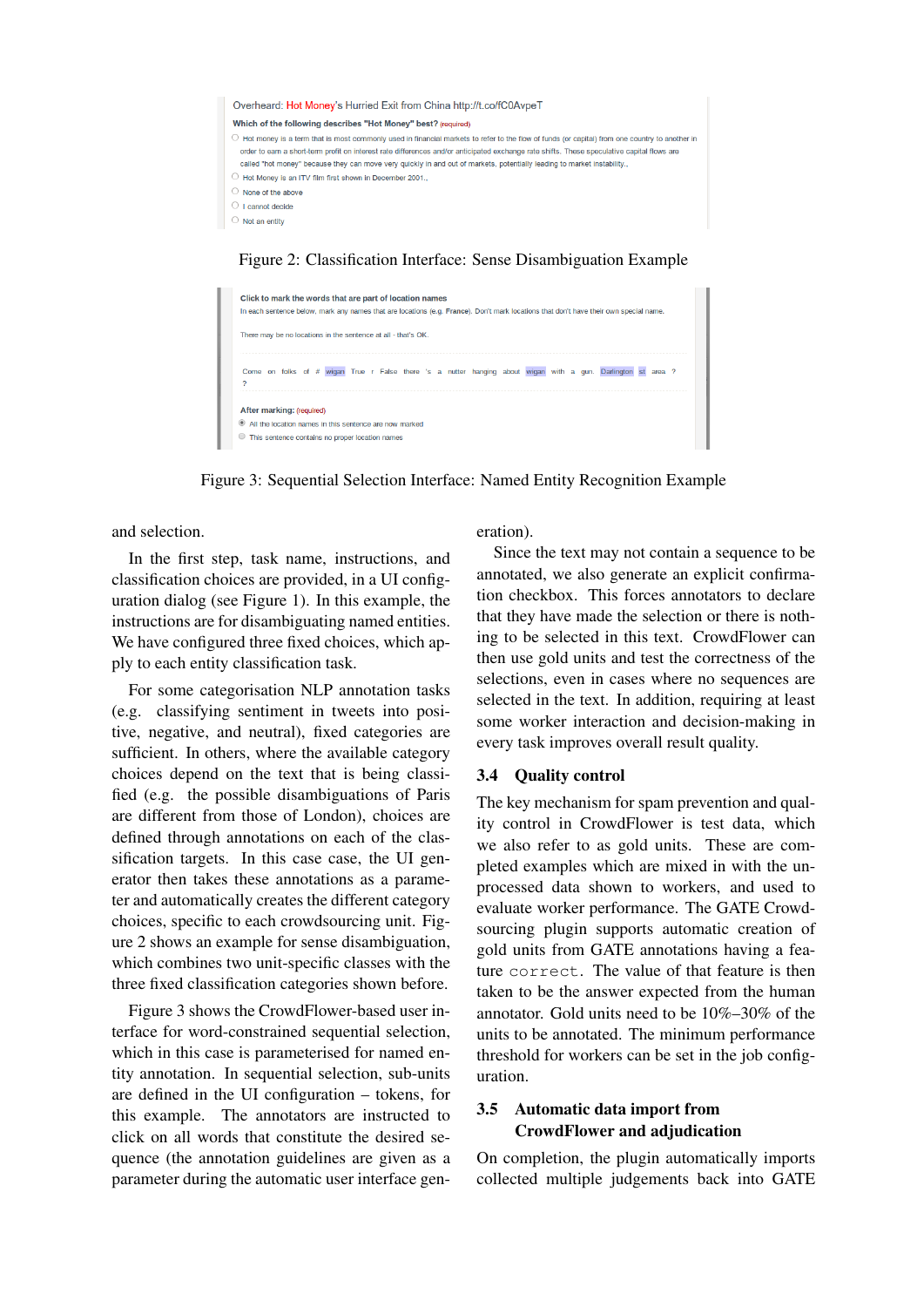Figure 2: Classification Interface: Sense Disambiguation Example

Figure 3: Sequential Selection Interface: Named Entity Recognition Example

and selection.

In the first step, task name, instructions, and classification choices are provided, in a UI configuration dialog (see Figure 1). In this example, the instructions are for disambiguating named entities. We have configured three fixed choices, which apply to each entity classification task.

For some categorisation NLP annotation tasks (e.g. classifying sentiment in tweets into positive, negative, and neutral), fixed categories are sufficient. In others, where the available category choices depend on the text that is being classified (e.g. the possible disambiguations of Paris are different from those of London), choices are defined through annotations on each of the classification targets. In this case case, the UI generator then takes these annotations as a parameter and automatically creates the different category choices, specific to each crowdsourcing unit. Figure 2 shows an example for sense disambiguation, which combines two unit-specific classes with the three fixed classification categories shown before.

Figure 3 shows the CrowdFlower-based user interface for word-constrained sequential selection, which in this case is parameterised for named entity annotation. In sequential selection, sub-units are defined in the UI configuration – tokens, for this example. The annotators are instructed to click on all words that constitute the desired sequence (the annotation guidelines are given as a parameter during the automatic user interface generation).

Since the text may not contain a sequence to be annotated, we also generate an explicit confirmation checkbox. This forces annotators to declare that they have made the selection or there is nothing to be selected in this text. CrowdFlower can then use gold units and test the correctness of the selections, even in cases where no sequences are selected in the text. In addition, requiring at least some worker interaction and decision-making in every task improves overall result quality.

### 3.4 Quality control

The key mechanism for spam prevention and quality control in CrowdFlower is test data, which we also refer to as gold units. These are completed examples which are mixed in with the unprocessed data shown to workers, and used to evaluate worker performance. The GATE Crowdsourcing plugin supports automatic creation of gold units from GATE annotations having a feature `correct`. The value of that feature is then taken to be the answer expected from the human annotator. Gold units need to be 10%–30% of the units to be annotated. The minimum performance threshold for workers can be set in the job configuration.

### 3.5 Automatic data import from CrowdFlower and adjudication

On completion, the plugin automatically imports collected multiple judgements back into GATE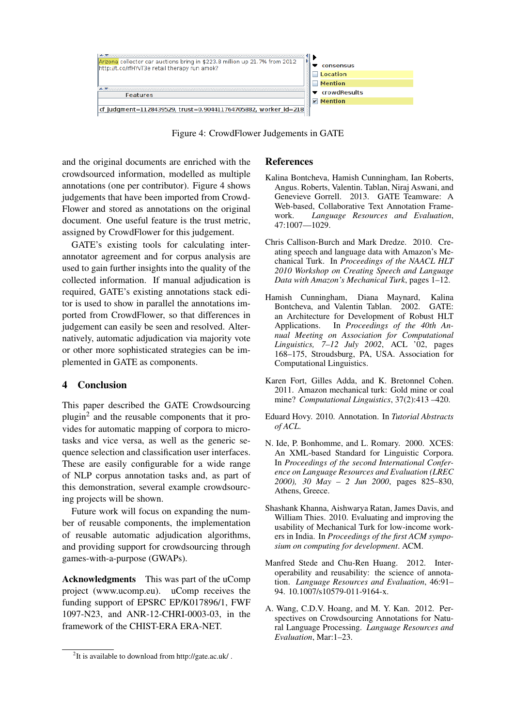Arizona collector car auctions bring in $223.8 million up 21.7% from 2012 http://t.co/rfHYvT3e retail therapy run amok?

Features

cf_judgment=1128439529, trust=0.904411764705882, worker_id=218

consensus
Location
Mention
crowdResults
Mention

Figure 4: CrowdFlower Judgements in GATE

and the original documents are enriched with the crowdsourced information, modelled as multiple annotations (one per contributor). Figure 4 shows judgements that have been imported from CrowdFlower and stored as annotations on the original document. One useful feature is the trust metric, assigned by CrowdFlower for this judgement.

GATE's existing tools for calculating inter-annotator agreement and for corpus analysis are used to gain further insights into the quality of the collected information. If manual adjudication is required, GATE's existing annotations stack editor is used to show in parallel the annotations imported from CrowdFlower, so that differences in judgement can easily be seen and resolved. Alternatively, automatic adjudication via majority vote or other more sophisticated strategies can be implemented in GATE as components.

## 4 Conclusion

This paper described the GATE Crowdsourcing plugin[2] and the reusable components that it provides for automatic mapping of corpora to micro-tasks and vice versa, as well as the generic sequence selection and classification user interfaces. These are easily configurable for a wide range of NLP corpus annotation tasks and, as part of this demonstration, several example crowdsourcing projects will be shown.

Future work will focus on expanding the number of reusable components, the implementation of reusable automatic adjudication algorithms, and providing support for crowdsourcing through games-with-a-purpose (GWAPs).

**Acknowledgments** This was part of the uComp project (www.ucomp.eu). uComp receives the funding support of EPSRC EP/K017896/1, FWF 1097-N23, and ANR-12-CHRI-0003-03, in the framework of the CHIST-ERA ERA-NET.

[2] It is available to download from http://gate.ac.uk/ .

## References

Kalina Bontcheva, Hamish Cunningham, Ian Roberts, Angus. Roberts, Valentin. Tablan, Niraj Aswani, and Genevieve Gorrell. 2013. GATE Teamware: A Web-based, Collaborative Text Annotation Framework. *Language Resources and Evaluation*, 47:1007—1029.

Chris Callison-Burch and Mark Dredze. 2010. Creating speech and language data with Amazon's Mechanical Turk. In *Proceedings of the NAACL HLT 2010 Workshop on Creating Speech and Language Data with Amazon's Mechanical Turk*, pages 1–12.

Hamish Cunningham, Diana Maynard, Kalina Bontcheva, and Valentin Tablan. 2002. GATE: an Architecture for Development of Robust HLT Applications. In *Proceedings of the 40th Annual Meeting on Association for Computational Linguistics, 7–12 July 2002*, ACL '02, pages 168–175, Stroudsburg, PA, USA. Association for Computational Linguistics.

Karen Fort, Gilles Adda, and K. Bretonnel Cohen. 2011. Amazon mechanical turk: Gold mine or coal mine? *Computational Linguistics*, 37(2):413 –420.

Eduard Hovy. 2010. Annotation. In *Tutorial Abstracts of ACL*.

N. Ide, P. Bonhomme, and L. Romary. 2000. XCES: An XML-based Standard for Linguistic Corpora. In *Proceedings of the second International Conference on Language Resources and Evaluation (LREC 2000), 30 May – 2 Jun 2000*, pages 825–830, Athens, Greece.

Shashank Khanna, Aishwarya Ratan, James Davis, and William Thies. 2010. Evaluating and improving the usability of Mechanical Turk for low-income workers in India. In *Proceedings of the first ACM symposium on computing for development*. ACM.

Manfred Stede and Chu-Ren Huang. 2012. Inter-operability and reusability: the science of annotation. *Language Resources and Evaluation*, 46:91–94. 10.1007/s10579-011-9164-x.

A. Wang, C.D.V. Hoang, and M. Y. Kan. 2012. Perspectives on Crowdsourcing Annotations for Natural Language Processing. *Language Resources and Evaluation*, Mar:1–23.